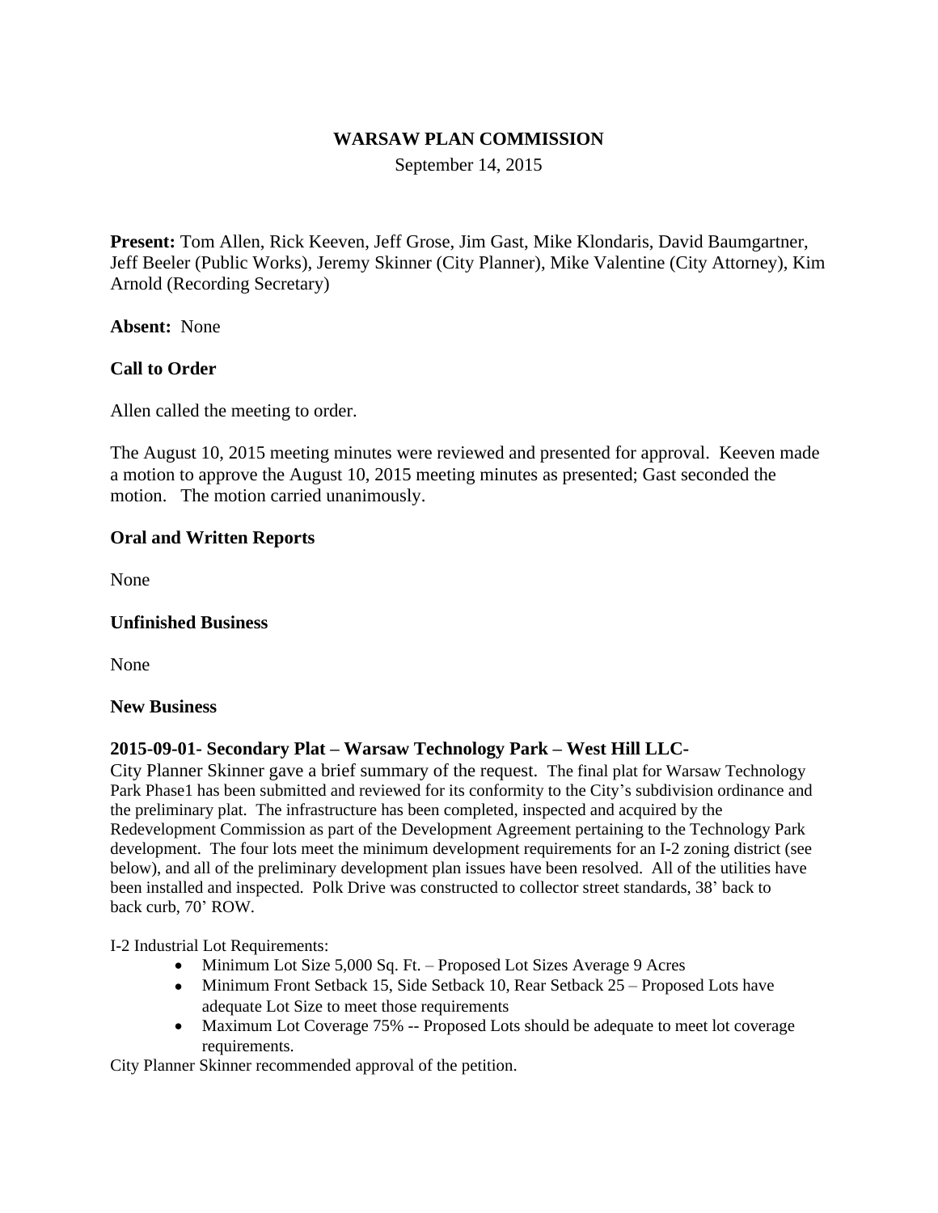# WARSAW PLAN COMMISSION

September 14, 2015

**Present:** Tom Allen, Rick Keeven, Jeff Grose, Jim Gast, Mike Klondaris, David Baumgartner, Jeff Beeler (Public Works), Jeremy Skinner (City Planner), Mike Valentine (City Attorney), Kim Arnold (Recording Secretary)

**Absent:** None

**Call to Order**

Allen called the meeting to order.

The August 10, 2015 meeting minutes were reviewed and presented for approval. Keeven made a motion to approve the August 10, 2015 meeting minutes as presented; Gast seconded the motion. The motion carried unanimously.

**Oral and Written Reports**

None

**Unfinished Business**

None

**New Business**

**2015-09-01- Secondary Plat – Warsaw Technology Park – West Hill LLC-**

City Planner Skinner gave a brief summary of the request. The final plat for Warsaw Technology Park Phase1 has been submitted and reviewed for its conformity to the City's subdivision ordinance and the preliminary plat. The infrastructure has been completed, inspected and acquired by the Redevelopment Commission as part of the Development Agreement pertaining to the Technology Park development. The four lots meet the minimum development requirements for an I-2 zoning district (see below), and all of the preliminary development plan issues have been resolved. All of the utilities have been installed and inspected. Polk Drive was constructed to collector street standards, 38' back to back curb, 70' ROW.

I-2 Industrial Lot Requirements:

- Minimum Lot Size 5,000 Sq. Ft. – Proposed Lot Sizes Average 9 Acres
- Minimum Front Setback 15, Side Setback 10, Rear Setback 25 – Proposed Lots have adequate Lot Size to meet those requirements
- Maximum Lot Coverage 75% -- Proposed Lots should be adequate to meet lot coverage requirements.

City Planner Skinner recommended approval of the petition.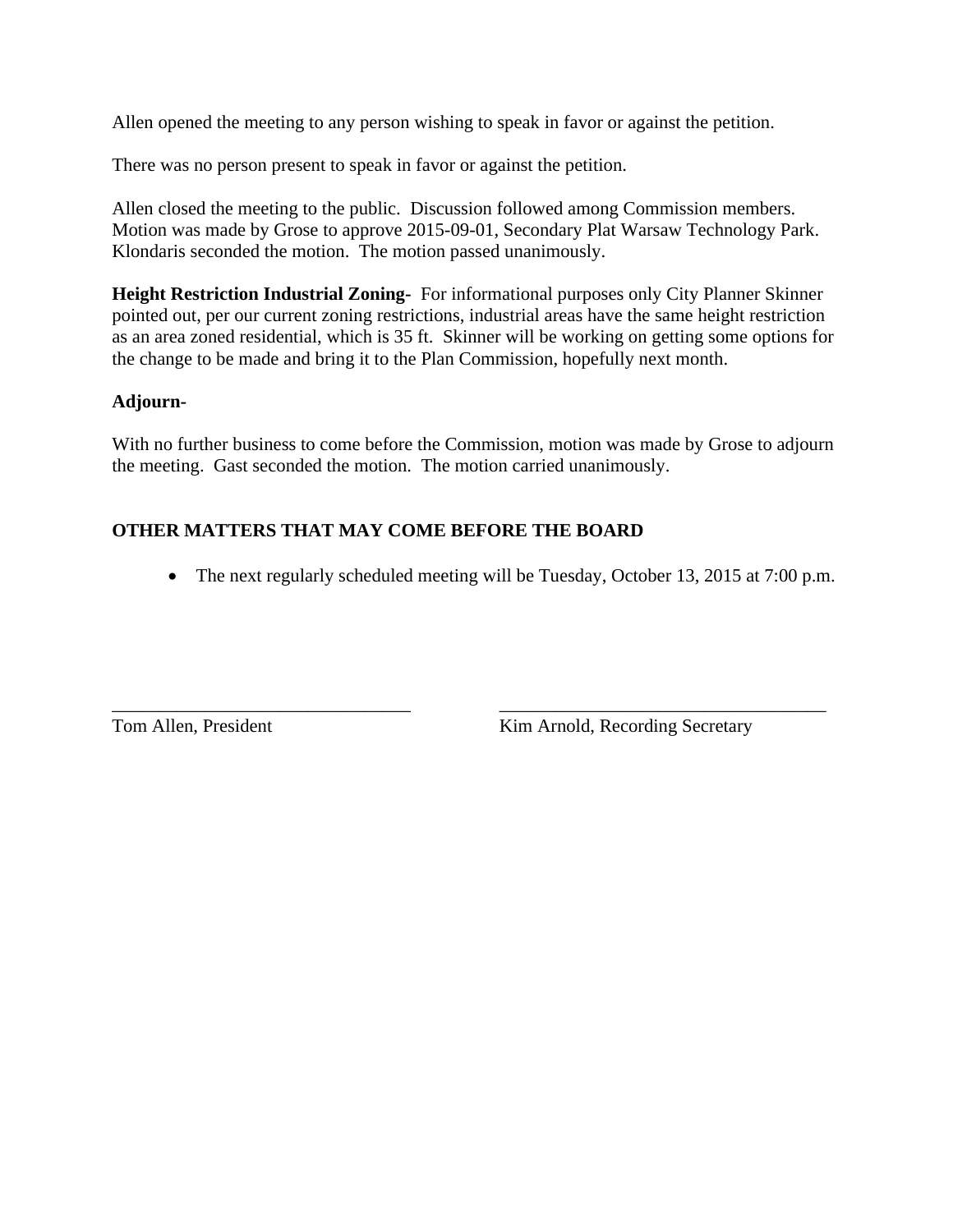Allen opened the meeting to any person wishing to speak in favor or against the petition.

There was no person present to speak in favor or against the petition.

Allen closed the meeting to the public. Discussion followed among Commission members. Motion was made by Grose to approve 2015-09-01, Secondary Plat Warsaw Technology Park. Klondaris seconded the motion. The motion passed unanimously.

**Height Restriction Industrial Zoning-** For informational purposes only City Planner Skinner pointed out, per our current zoning restrictions, industrial areas have the same height restriction as an area zoned residential, which is 35 ft. Skinner will be working on getting some options for the change to be made and bring it to the Plan Commission, hopefully next month.

**Adjourn-**

With no further business to come before the Commission, motion was made by Grose to adjourn the meeting. Gast seconded the motion. The motion carried unanimously.

**OTHER MATTERS THAT MAY COME BEFORE THE BOARD**

- The next regularly scheduled meeting will be Tuesday, October 13, 2015 at 7:00 p.m.

_______________________________ _________________________________

Tom Allen, President Kim Arnold, Recording Secretary